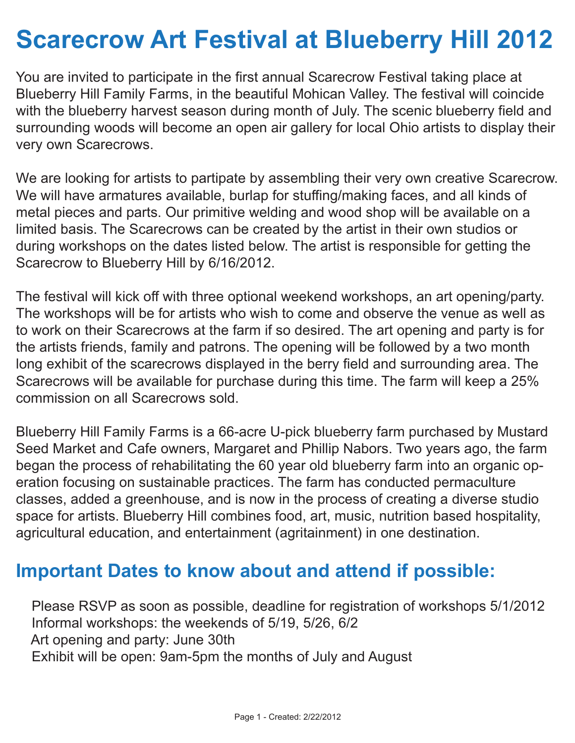# Scarecrow Art Festival at Blueberry Hill 2012

You are invited to participate in the first annual Scarecrow Festival taking place at Blueberry Hill Family Farms, in the beautiful Mohican Valley. The festival will coincide with the blueberry harvest season during month of July. The scenic blueberry field and surrounding woods will become an open air gallery for local Ohio artists to display their very own Scarecrows.

We are looking for artists to partipate by assembling their very own creative Scarecrow. We will have armatures available, burlap for stuffing/making faces, and all kinds of metal pieces and parts. Our primitive welding and wood shop will be available on a limited basis. The Scarecrows can be created by the artist in their own studios or during workshops on the dates listed below. The artist is responsible for getting the Scarecrow to Blueberry Hill by 6/16/2012.

The festival will kick off with three optional weekend workshops, an art opening/party. The workshops will be for artists who wish to come and observe the venue as well as to work on their Scarecrows at the farm if so desired. The art opening and party is for the artists friends, family and patrons. The opening will be followed by a two month long exhibit of the scarecrows displayed in the berry field and surrounding area. The Scarecrows will be available for purchase during this time. The farm will keep a 25% commission on all Scarecrows sold.

Blueberry Hill Family Farms is a 66-acre U-pick blueberry farm purchased by Mustard Seed Market and Cafe owners, Margaret and Phillip Nabors. Two years ago, the farm began the process of rehabilitating the 60 year old blueberry farm into an organic operation focusing on sustainable practices. The farm has conducted permaculture classes, added a greenhouse, and is now in the process of creating a diverse studio space for artists. Blueberry Hill combines food, art, music, nutrition based hospitality, agricultural education, and entertainment (agritainment) in one destination.

## Important Dates to know about and attend if possible:

Please RSVP as soon as possible, deadline for registration of workshops 5/1/2012
Informal workshops: the weekends of 5/19, 5/26, 6/2
Art opening and party: June 30th
Exhibit will be open: 9am-5pm the months of July and August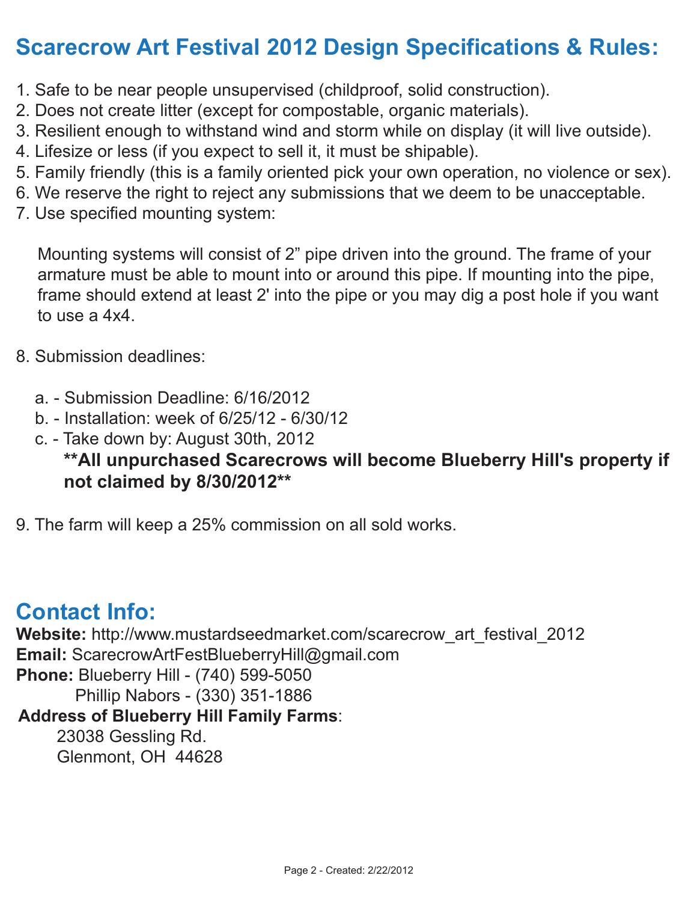## Scarecrow Art Festival 2012 Design Specifications & Rules:

1. Safe to be near people unsupervised (childproof, solid construction).
2. Does not create litter (except for compostable, organic materials).
3. Resilient enough to withstand wind and storm while on display (it will live outside).
4. Lifesize or less (if you expect to sell it, it must be shipable).
5. Family friendly (this is a family oriented pick your own operation, no violence or sex).
6. We reserve the right to reject any submissions that we deem to be unacceptable.
7. Use specified mounting system:

   Mounting systems will consist of 2" pipe driven into the ground. The frame of your armature must be able to mount into or around this pipe. If mounting into the pipe, frame should extend at least 2' into the pipe or you may dig a post hole if you want to use a 4x4.

8. Submission deadlines:

   a. - Submission Deadline: 6/16/2012
   b. - Installation: week of 6/25/12 - 6/30/12
   c. - Take down by: August 30th, 2012
      **\*\*All unpurchased Scarecrows will become Blueberry Hill's property if not claimed by 8/30/2012\*\***

9. The farm will keep a 25% commission on all sold works.

## Contact Info:

**Website:** http://www.mustardseedmarket.com/scarecrow_art_festival_2012
**Email:** ScarecrowArtFestBlueberryHill@gmail.com
**Phone:** Blueberry Hill - (740) 599-5050
Phillip Nabors - (330) 351-1886
**Address of Blueberry Hill Family Farms**:
23038 Gessling Rd.
Glenmont, OH 44628